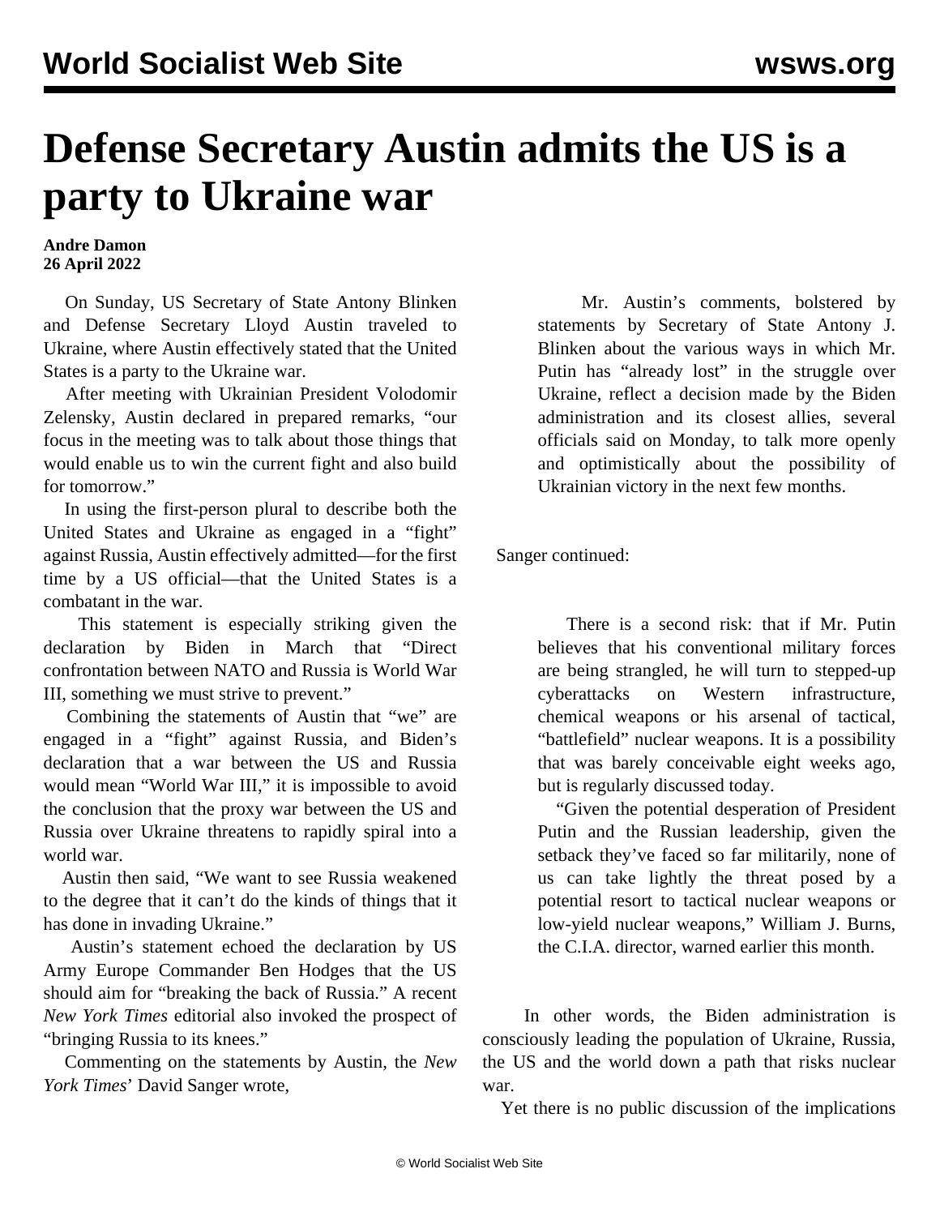# Defense Secretary Austin admits the US is a party to Ukraine war

**Andre Damon**
**26 April 2022**

On Sunday, US Secretary of State Antony Blinken and Defense Secretary Lloyd Austin traveled to Ukraine, where Austin effectively stated that the United States is a party to the Ukraine war.

After meeting with Ukrainian President Volodomir Zelensky, Austin declared in prepared remarks, "our focus in the meeting was to talk about those things that would enable us to win the current fight and also build for tomorrow."

In using the first-person plural to describe both the United States and Ukraine as engaged in a "fight" against Russia, Austin effectively admitted—for the first time by a US official—that the United States is a combatant in the war.

This statement is especially striking given the declaration by Biden in March that "Direct confrontation between NATO and Russia is World War III, something we must strive to prevent."

Combining the statements of Austin that "we" are engaged in a "fight" against Russia, and Biden's declaration that a war between the US and Russia would mean "World War III," it is impossible to avoid the conclusion that the proxy war between the US and Russia over Ukraine threatens to rapidly spiral into a world war.

Austin then said, "We want to see Russia weakened to the degree that it can't do the kinds of things that it has done in invading Ukraine."

Austin's statement echoed the declaration by US Army Europe Commander Ben Hodges that the US should aim for "breaking the back of Russia." A recent *New York Times* editorial also invoked the prospect of "bringing Russia to its knees."

Commenting on the statements by Austin, the *New York Times*' David Sanger wrote,

> Mr. Austin's comments, bolstered by statements by Secretary of State Antony J. Blinken about the various ways in which Mr. Putin has "already lost" in the struggle over Ukraine, reflect a decision made by the Biden administration and its closest allies, several officials said on Monday, to talk more openly and optimistically about the possibility of Ukrainian victory in the next few months.

Sanger continued:

> There is a second risk: that if Mr. Putin believes that his conventional military forces are being strangled, he will turn to stepped-up cyberattacks on Western infrastructure, chemical weapons or his arsenal of tactical, "battlefield" nuclear weapons. It is a possibility that was barely conceivable eight weeks ago, but is regularly discussed today.
>
> "Given the potential desperation of President Putin and the Russian leadership, given the setback they've faced so far militarily, none of us can take lightly the threat posed by a potential resort to tactical nuclear weapons or low-yield nuclear weapons," William J. Burns, the C.I.A. director, warned earlier this month.

In other words, the Biden administration is consciously leading the population of Ukraine, Russia, the US and the world down a path that risks nuclear war.

Yet there is no public discussion of the implications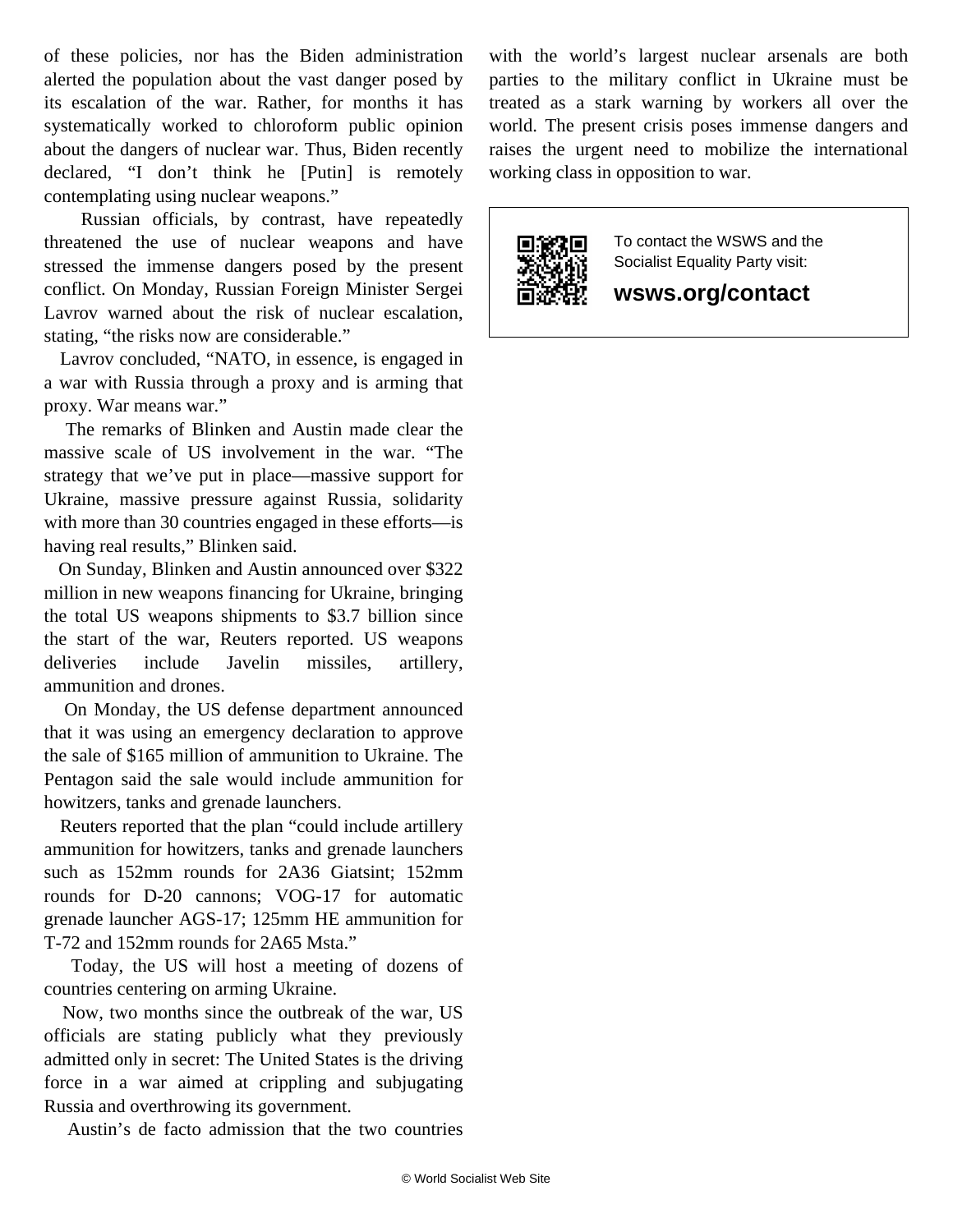of these policies, nor has the Biden administration alerted the population about the vast danger posed by its escalation of the war. Rather, for months it has systematically worked to chloroform public opinion about the dangers of nuclear war. Thus, Biden recently declared, "I don't think he [Putin] is remotely contemplating using nuclear weapons."

Russian officials, by contrast, have repeatedly threatened the use of nuclear weapons and have stressed the immense dangers posed by the present conflict. On Monday, Russian Foreign Minister Sergei Lavrov warned about the risk of nuclear escalation, stating, "the risks now are considerable."

Lavrov concluded, "NATO, in essence, is engaged in a war with Russia through a proxy and is arming that proxy. War means war."

The remarks of Blinken and Austin made clear the massive scale of US involvement in the war. "The strategy that we've put in place—massive support for Ukraine, massive pressure against Russia, solidarity with more than 30 countries engaged in these efforts—is having real results," Blinken said.

On Sunday, Blinken and Austin announced over $322 million in new weapons financing for Ukraine, bringing the total US weapons shipments to $3.7 billion since the start of the war, Reuters reported. US weapons deliveries include Javelin missiles, artillery, ammunition and drones.

On Monday, the US defense department announced that it was using an emergency declaration to approve the sale of $165 million of ammunition to Ukraine. The Pentagon said the sale would include ammunition for howitzers, tanks and grenade launchers.

Reuters reported that the plan "could include artillery ammunition for howitzers, tanks and grenade launchers such as 152mm rounds for 2A36 Giatsint; 152mm rounds for D-20 cannons; VOG-17 for automatic grenade launcher AGS-17; 125mm HE ammunition for T-72 and 152mm rounds for 2A65 Msta."

Today, the US will host a meeting of dozens of countries centering on arming Ukraine.

Now, two months since the outbreak of the war, US officials are stating publicly what they previously admitted only in secret: The United States is the driving force in a war aimed at crippling and subjugating Russia and overthrowing its government.

Austin's de facto admission that the two countries with the world's largest nuclear arsenals are both parties to the military conflict in Ukraine must be treated as a stark warning by workers all over the world. The present crisis poses immense dangers and raises the urgent need to mobilize the international working class in opposition to war.

To contact the WSWS and the Socialist Equality Party visit:

**wsws.org/contact**